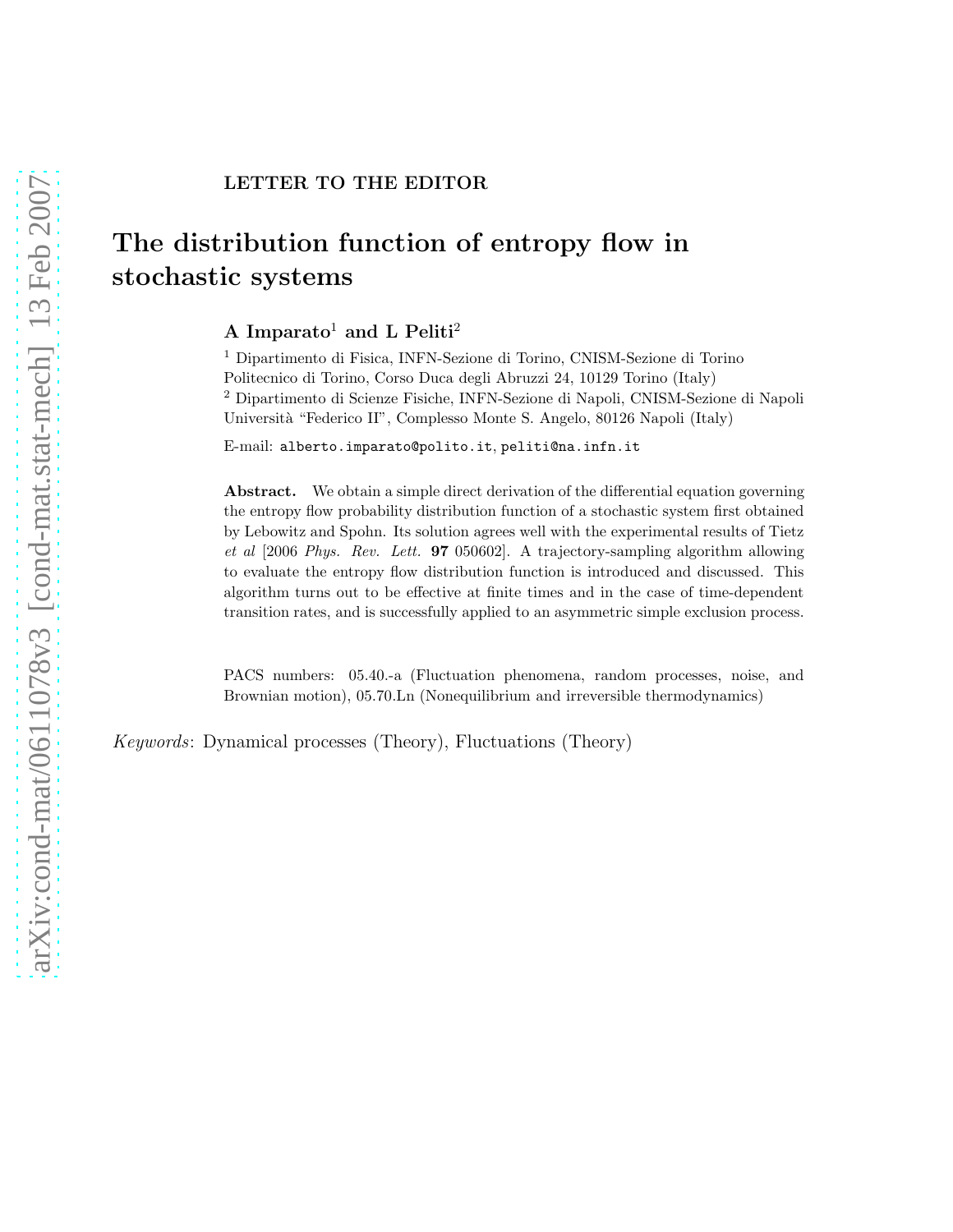**LETTER TO THE EDITOR**

# The distribution function of entropy flow in stochastic systems

**A Imparato[1] and L Peliti[2]**

[1] Dipartimento di Fisica, INFN-Sezione di Torino, CNISM-Sezione di Torino Politecnico di Torino, Corso Duca degli Abruzzi 24, 10129 Torino (Italy)
[2] Dipartimento di Scienze Fisiche, INFN-Sezione di Napoli, CNISM-Sezione di Napoli Università "Federico II", Complesso Monte S. Angelo, 80126 Napoli (Italy)

E-mail: `alberto.imparato@polito.it`, `peliti@na.infn.it`

**Abstract.** We obtain a simple direct derivation of the differential equation governing the entropy flow probability distribution function of a stochastic system first obtained by Lebowitz and Spohn. Its solution agrees well with the experimental results of Tietz *et al* [2006 *Phys. Rev. Lett.* **97** 050602]. A trajectory-sampling algorithm allowing to evaluate the entropy flow distribution function is introduced and discussed. This algorithm turns out to be effective at finite times and in the case of time-dependent transition rates, and is successfully applied to an asymmetric simple exclusion process.

PACS numbers: 05.40.-a (Fluctuation phenomena, random processes, noise, and Brownian motion), 05.70.Ln (Nonequilibrium and irreversible thermodynamics)

*Keywords*: Dynamical processes (Theory), Fluctuations (Theory)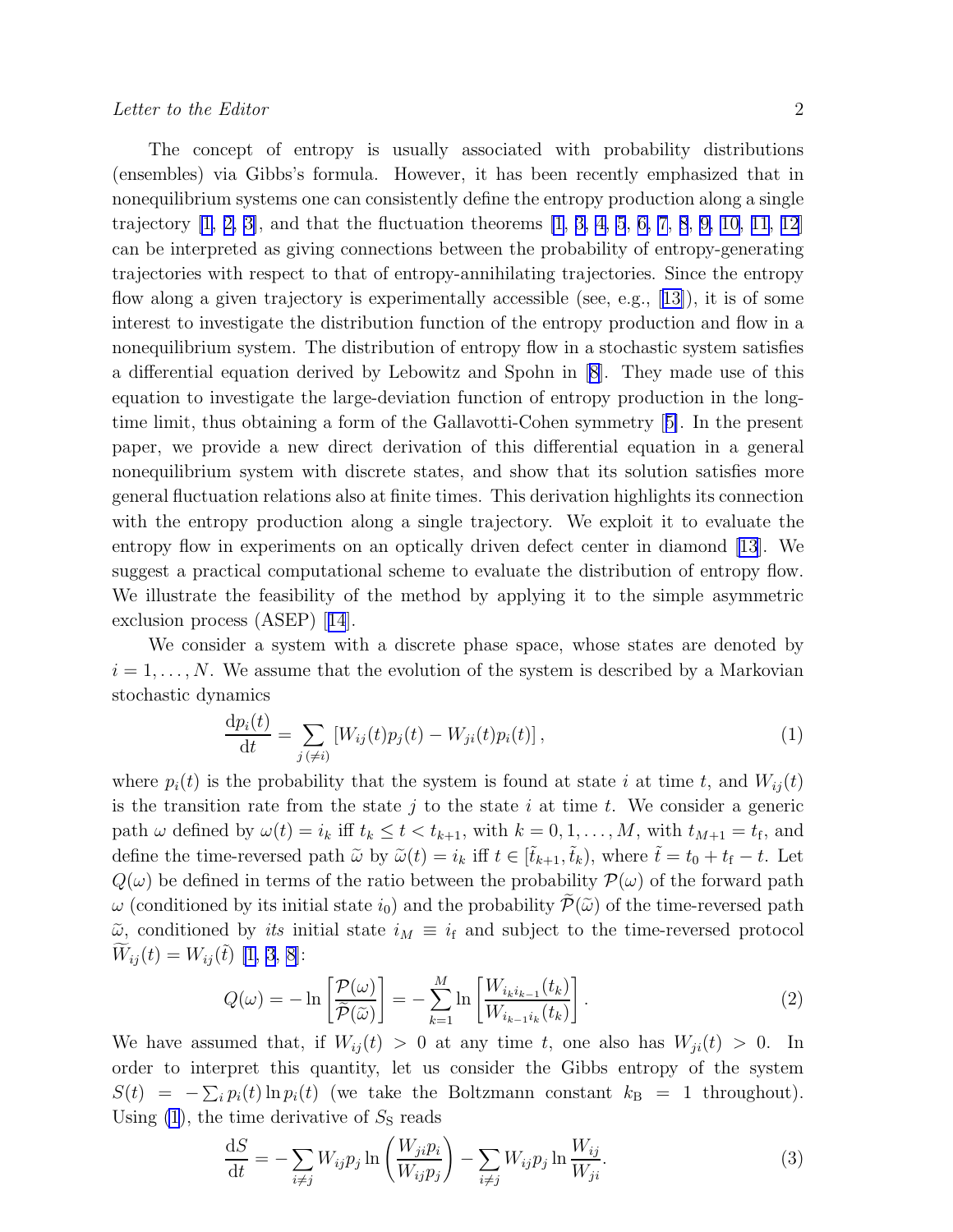The concept of entropy is usually associated with probability distributions (ensembles) via Gibbs's formula. However, it has been recently emphasized that in nonequilibrium systems one can consistently define the entropy production along a single trajectory [1, 2, 3], and that the fluctuation theorems [1, 3, 4, 5, 6, 7, 8, 9, 10, 11, 12] can be interpreted as giving connections between the probability of entropy-generating trajectories with respect to that of entropy-annihilating trajectories. Since the entropy flow along a given trajectory is experimentally accessible (see, e.g., [13]), it is of some interest to investigate the distribution function of the entropy production and flow in a nonequilibrium system. The distribution of entropy flow in a stochastic system satisfies a differential equation derived by Lebowitz and Spohn in [8]. They made use of this equation to investigate the large-deviation function of entropy production in the long-time limit, thus obtaining a form of the Gallavotti-Cohen symmetry [5]. In the present paper, we provide a new direct derivation of this differential equation in a general nonequilibrium system with discrete states, and show that its solution satisfies more general fluctuation relations also at finite times. This derivation highlights its connection with the entropy production along a single trajectory. We exploit it to evaluate the entropy flow in experiments on an optically driven defect center in diamond [13]. We suggest a practical computational scheme to evaluate the distribution of entropy flow. We illustrate the feasibility of the method by applying it to the simple asymmetric exclusion process (ASEP) [14].

We consider a system with a discrete phase space, whose states are denoted by $i = 1, \ldots, N$. We assume that the evolution of the system is described by a Markovian stochastic dynamics

$$\frac{\mathrm{d}p_i(t)}{\mathrm{d}t} = \sum_{j\,(\neq i)} \left[W_{ij}(t)p_j(t) - W_{ji}(t)p_i(t)\right], \tag{1}$$

where $p_i(t)$ is the probability that the system is found at state $i$ at time $t$, and $W_{ij}(t)$ is the transition rate from the state $j$ to the state $i$ at time $t$. We consider a generic path $\omega$ defined by $\omega(t) = i_k$ iff $t_k \le t < t_{k+1}$, with $k = 0, 1, \ldots, M$, with $t_{M+1} = t_\mathrm{f}$, and define the time-reversed path $\widetilde{\omega}$ by $\widetilde{\omega}(t) = i_k$ iff $t \in [\tilde{t}_{k+1}, \tilde{t}_k)$, where $\tilde{t} = t_0 + t_\mathrm{f} - t$. Let $Q(\omega)$ be defined in terms of the ratio between the probability $\mathcal{P}(\omega)$ of the forward path $\omega$ (conditioned by its initial state $i_0$) and the probability $\widetilde{\mathcal{P}}(\widetilde{\omega})$ of the time-reversed path $\widetilde{\omega}$, conditioned by *its* initial state $i_M \equiv i_\mathrm{f}$ and subject to the time-reversed protocol $\widetilde{W}_{ij}(t) = W_{ij}(\tilde{t})$ [1, 3, 8]:

$$Q(\omega) = -\ln\left[\frac{\mathcal{P}(\omega)}{\widetilde{\mathcal{P}}(\widetilde{\omega})}\right] = -\sum_{k=1}^{M} \ln\left[\frac{W_{i_k i_{k-1}}(t_k)}{W_{i_{k-1} i_k}(t_k)}\right]. \tag{2}$$

We have assumed that, if $W_{ij}(t) > 0$ at any time $t$, one also has $W_{ji}(t) > 0$. In order to interpret this quantity, let us consider the Gibbs entropy of the system $S(t) = -\sum_i p_i(t) \ln p_i(t)$ (we take the Boltzmann constant $k_\mathrm{B} = 1$ throughout). Using (1), the time derivative of $S_\mathrm{S}$ reads

$$\frac{\mathrm{d}S}{\mathrm{d}t} = -\sum_{i \neq j} W_{ij}p_j \ln\left(\frac{W_{ji}p_i}{W_{ij}p_j}\right) - \sum_{i \neq j} W_{ij}p_j \ln\frac{W_{ij}}{W_{ji}}. \tag{3}$$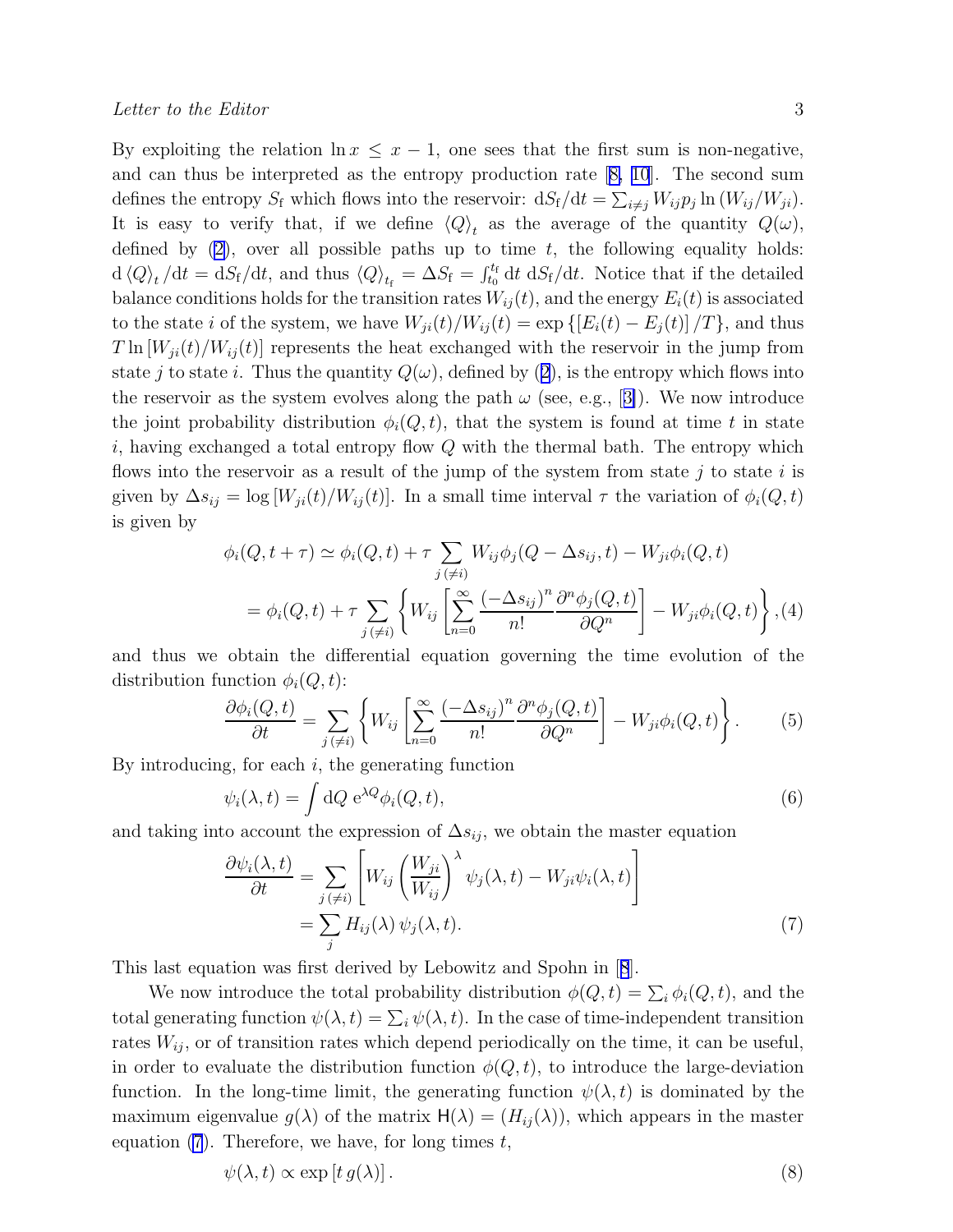By exploiting the relation $\ln x \leq x - 1$, one sees that the first sum is non-negative, and can thus be interpreted as the entropy production rate [8, 10]. The second sum defines the entropy $S_\mathrm{f}$ which flows into the reservoir: $\mathrm{d}S_\mathrm{f}/\mathrm{d}t = \sum_{i \neq j} W_{ij} p_j \ln (W_{ij}/W_{ji})$. It is easy to verify that, if we define $\langle Q \rangle_t$ as the average of the quantity $Q(\omega)$, defined by (2), over all possible paths up to time $t$, the following equality holds: $\mathrm{d} \langle Q \rangle_t / \mathrm{d}t = \mathrm{d}S_\mathrm{f}/\mathrm{d}t$, and thus $\langle Q \rangle_{t_\mathrm{f}} = \Delta S_\mathrm{f} = \int_{t_0}^{t_\mathrm{f}} \mathrm{d}t \; \mathrm{d}S_\mathrm{f}/\mathrm{d}t$. Notice that if the detailed balance conditions holds for the transition rates $W_{ij}(t)$, and the energy $E_i(t)$ is associated to the state $i$ of the system, we have $W_{ji}(t)/W_{ij}(t) = \exp \left\{ \left[ E_i(t) - E_j(t) \right] / T \right\}$, and thus $T \ln \left[ W_{ji}(t)/W_{ij}(t) \right]$ represents the heat exchanged with the reservoir in the jump from state $j$ to state $i$. Thus the quantity $Q(\omega)$, defined by (2), is the entropy which flows into the reservoir as the system evolves along the path $\omega$ (see, e.g., [3]). We now introduce the joint probability distribution $\phi_i(Q, t)$, that the system is found at time $t$ in state $i$, having exchanged a total entropy flow $Q$ with the thermal bath. The entropy which flows into the reservoir as a result of the jump of the system from state $j$ to state $i$ is given by $\Delta s_{ij} = \log \left[ W_{ji}(t)/W_{ij}(t) \right]$. In a small time interval $\tau$ the variation of $\phi_i(Q, t)$ is given by

$$
\begin{aligned}
\phi_i(Q, t+\tau) &\simeq \phi_i(Q, t) + \tau \sum_{j\,(\neq i)} W_{ij} \phi_j(Q - \Delta s_{ij}, t) - W_{ji} \phi_i(Q, t) \\
&= \phi_i(Q, t) + \tau \sum_{j\,(\neq i)} \left\{ W_{ij} \left[ \sum_{n=0}^{\infty} \frac{(-\Delta s_{ij})^n}{n!} \frac{\partial^n \phi_j(Q, t)}{\partial Q^n} \right] - W_{ji} \phi_i(Q, t) \right\}, \quad (4)
\end{aligned}
$$

and thus we obtain the differential equation governing the time evolution of the distribution function $\phi_i(Q, t)$:

$$
\frac{\partial \phi_i(Q, t)}{\partial t} = \sum_{j\,(\neq i)} \left\{ W_{ij} \left[ \sum_{n=0}^{\infty} \frac{(-\Delta s_{ij})^n}{n!} \frac{\partial^n \phi_j(Q, t)}{\partial Q^n} \right] - W_{ji} \phi_i(Q, t) \right\}. \qquad (5)
$$

By introducing, for each $i$, the generating function

$$
\psi_i(\lambda, t) = \int \mathrm{d}Q \; \mathrm{e}^{\lambda Q} \phi_i(Q, t), \qquad (6)
$$

and taking into account the expression of $\Delta s_{ij}$, we obtain the master equation

$$
\begin{aligned}
\frac{\partial \psi_i(\lambda, t)}{\partial t} &= \sum_{j\,(\neq i)} \left[ W_{ij} \left( \frac{W_{ji}}{W_{ij}} \right)^{\lambda} \psi_j(\lambda, t) - W_{ji} \psi_i(\lambda, t) \right] \\
&= \sum_j H_{ij}(\lambda) \, \psi_j(\lambda, t). \qquad (7)
\end{aligned}
$$

This last equation was first derived by Lebowitz and Spohn in [8].

We now introduce the total probability distribution $\phi(Q, t) = \sum_i \phi_i(Q, t)$, and the total generating function $\psi(\lambda, t) = \sum_i \psi(\lambda, t)$. In the case of time-independent transition rates $W_{ij}$, or of transition rates which depend periodically on the time, it can be useful, in order to evaluate the distribution function $\phi(Q, t)$, to introduce the large-deviation function. In the long-time limit, the generating function $\psi(\lambda, t)$ is dominated by the maximum eigenvalue $g(\lambda)$ of the matrix $\mathsf{H}(\lambda) = (H_{ij}(\lambda))$, which appears in the master equation (7). Therefore, we have, for long times $t$,

$$
\psi(\lambda, t) \propto \exp \left[ t \, g(\lambda) \right]. \qquad (8)
$$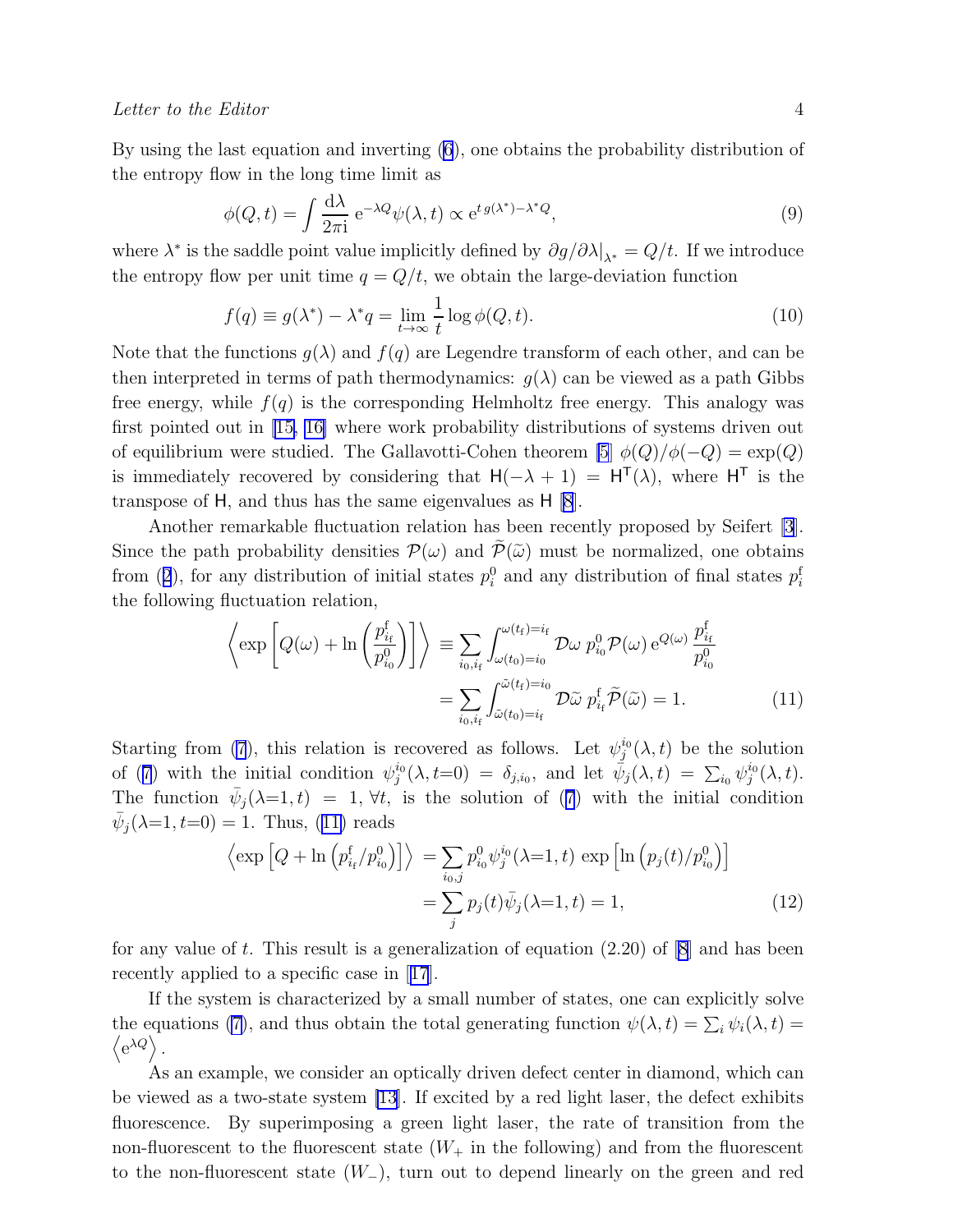By using the last equation and inverting (6), one obtains the probability distribution of the entropy flow in the long time limit as

$$\phi(Q,t) = \int \frac{\mathrm{d}\lambda}{2\pi\mathrm{i}}\, \mathrm{e}^{-\lambda Q}\psi(\lambda,t) \propto \mathrm{e}^{t\, g(\lambda^*)-\lambda^* Q}, \tag{9}$$

where $\lambda^*$ is the saddle point value implicitly defined by $\partial g/\partial\lambda|_{\lambda^*} = Q/t$. If we introduce the entropy flow per unit time $q = Q/t$, we obtain the large-deviation function

$$f(q) \equiv g(\lambda^*) - \lambda^* q = \lim_{t\to\infty} \frac{1}{t}\log\phi(Q,t). \tag{10}$$

Note that the functions $g(\lambda)$ and $f(q)$ are Legendre transform of each other, and can be then interpreted in terms of path thermodynamics: $g(\lambda)$ can be viewed as a path Gibbs free energy, while $f(q)$ is the corresponding Helmholtz free energy. This analogy was first pointed out in [15, 16] where work probability distributions of systems driven out of equilibrium were studied. The Gallavotti-Cohen theorem [5] $\phi(Q)/\phi(-Q) = \exp(Q)$ is immediately recovered by considering that $\mathsf{H}(-\lambda+1) = \mathsf{H}^{\mathsf{T}}(\lambda)$, where $\mathsf{H}^{\mathsf{T}}$ is the transpose of $\mathsf{H}$, and thus has the same eigenvalues as $\mathsf{H}$ [8].

Another remarkable fluctuation relation has been recently proposed by Seifert [3]. Since the path probability densities $\mathcal{P}(\omega)$ and $\widetilde{\mathcal{P}}(\tilde{\omega})$ must be normalized, one obtains from (2), for any distribution of initial states $p_i^0$ and any distribution of final states $p_i^{\mathrm{f}}$ the following fluctuation relation,

$$\begin{aligned}\left\langle \exp\left[Q(\omega) + \ln\left(\frac{p^{\mathrm{f}}_{i_{\mathrm{f}}}}{p^0_{i_0}}\right)\right]\right\rangle &\equiv \sum_{i_0,i_{\mathrm{f}}}\int_{\omega(t_0)=i_0}^{\omega(t_{\mathrm{f}})=i_{\mathrm{f}}} \mathcal{D}\omega\; p^0_{i_0}\mathcal{P}(\omega)\,\mathrm{e}^{Q(\omega)}\,\frac{p^{\mathrm{f}}_{i_{\mathrm{f}}}}{p^0_{i_0}} \\ &= \sum_{i_0,i_{\mathrm{f}}}\int_{\tilde{\omega}(t_0)=i_{\mathrm{f}}}^{\tilde{\omega}(t_{\mathrm{f}})=i_0} \mathcal{D}\tilde{\omega}\; p^{\mathrm{f}}_{i_{\mathrm{f}}}\widetilde{\mathcal{P}}(\tilde{\omega}) = 1.\end{aligned} \tag{11}$$

Starting from (7), this relation is recovered as follows. Let $\psi_j^{i_0}(\lambda,t)$ be the solution of (7) with the initial condition $\psi_j^{i_0}(\lambda,t{=}0) = \delta_{j,i_0}$, and let $\bar{\psi}_j(\lambda,t) = \sum_{i_0}\psi_j^{i_0}(\lambda,t)$. The function $\bar{\psi}_j(\lambda{=}1,t) = 1$, $\forall t$, is the solution of (7) with the initial condition $\bar{\psi}_j(\lambda{=}1,t{=}0) = 1$. Thus, (11) reads

$$\begin{aligned}\left\langle \exp\left[Q + \ln\left(p^{\mathrm{f}}_{i_{\mathrm{f}}}/p^0_{i_0}\right)\right]\right\rangle &= \sum_{i_0,j} p^0_{i_0}\psi_j^{i_0}(\lambda{=}1,t)\,\exp\left[\ln\left(p_j(t)/p^0_{i_0}\right)\right] \\ &= \sum_j p_j(t)\bar{\psi}_j(\lambda{=}1,t) = 1,\end{aligned} \tag{12}$$

for any value of $t$. This result is a generalization of equation (2.20) of [8] and has been recently applied to a specific case in [17].

If the system is characterized by a small number of states, one can explicitly solve the equations (7), and thus obtain the total generating function $\psi(\lambda,t) = \sum_i\psi_i(\lambda,t) = \left\langle \mathrm{e}^{\lambda Q}\right\rangle$.

As an example, we consider an optically driven defect center in diamond, which can be viewed as a two-state system [13]. If excited by a red light laser, the defect exhibits fluorescence. By superimposing a green light laser, the rate of transition from the non-fluorescent to the fluorescent state ($W_+$ in the following) and from the fluorescent to the non-fluorescent state ($W_-$), turn out to depend linearly on the green and red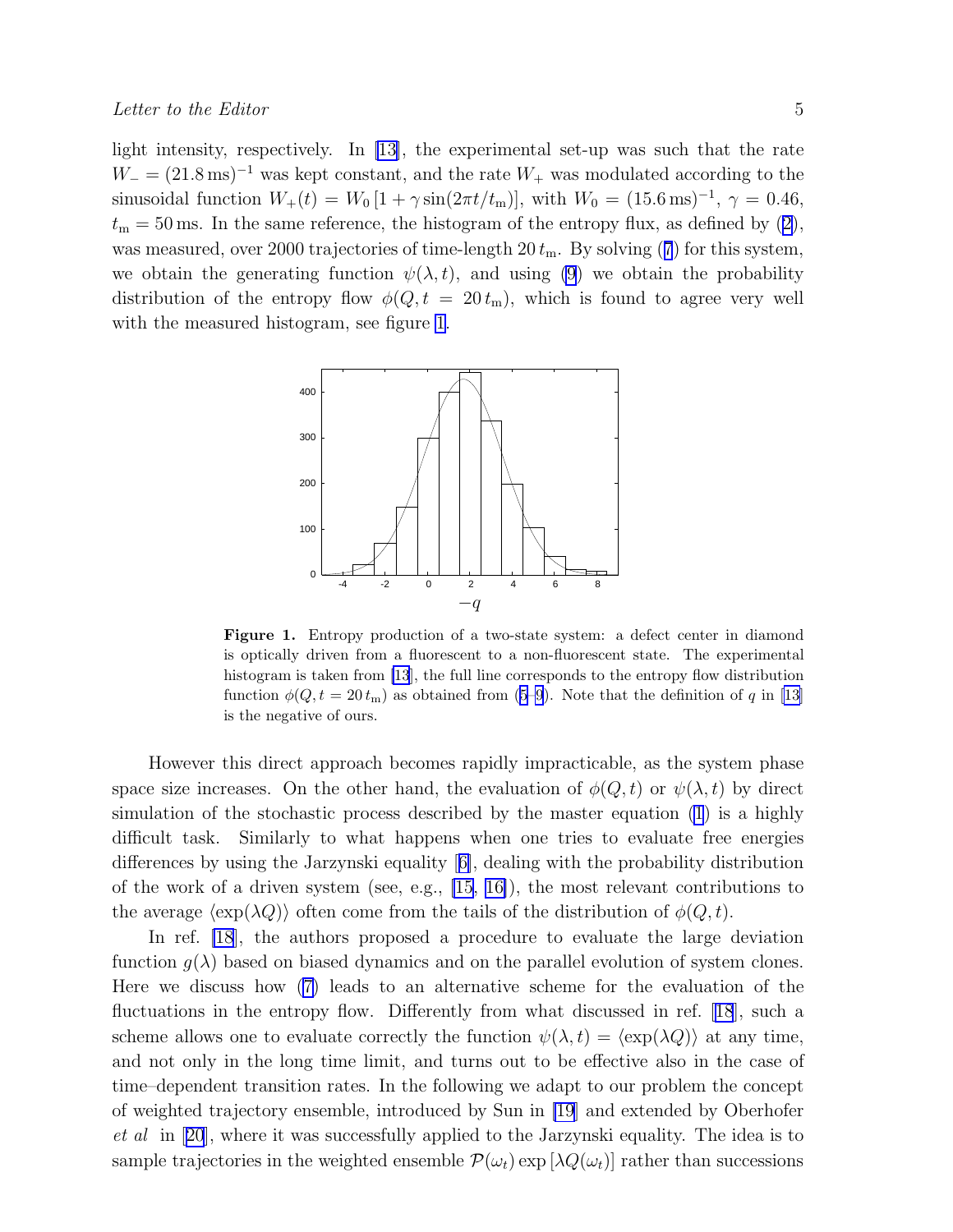light intensity, respectively. In [13], the experimental set-up was such that the rate $W_- = (21.8\,\mathrm{ms})^{-1}$ was kept constant, and the rate $W_+$ was modulated according to the sinusoidal function $W_+(t) = W_0\,[1 + \gamma \sin(2\pi t/t_\mathrm{m})]$, with $W_0 = (15.6\,\mathrm{ms})^{-1}$, $\gamma = 0.46$, $t_\mathrm{m} = 50\,\mathrm{ms}$. In the same reference, the histogram of the entropy flux, as defined by (2), was measured, over 2000 trajectories of time-length $20\,t_\mathrm{m}$. By solving (7) for this system, we obtain the generating function $\psi(\lambda, t)$, and using (9) we obtain the probability distribution of the entropy flow $\phi(Q, t = 20\,t_\mathrm{m})$, which is found to agree very well with the measured histogram, see figure 1.

**Figure 1.** Entropy production of a two-state system: a defect center in diamond is optically driven from a fluorescent to a non-fluorescent state. The experimental histogram is taken from [13], the full line corresponds to the entropy flow distribution function $\phi(Q, t = 20\,t_\mathrm{m})$ as obtained from (5–9). Note that the definition of $q$ in [13] is the negative of ours.

However this direct approach becomes rapidly impracticable, as the system phase space size increases. On the other hand, the evaluation of $\phi(Q, t)$ or $\psi(\lambda, t)$ by direct simulation of the stochastic process described by the master equation (1) is a highly difficult task. Similarly to what happens when one tries to evaluate free energies differences by using the Jarzynski equality [6], dealing with the probability distribution of the work of a driven system (see, e.g., [15, 16]), the most relevant contributions to the average $\langle \exp(\lambda Q)\rangle$ often come from the tails of the distribution of $\phi(Q, t)$.

In ref. [18], the authors proposed a procedure to evaluate the large deviation function $g(\lambda)$ based on biased dynamics and on the parallel evolution of system clones. Here we discuss how (7) leads to an alternative scheme for the evaluation of the fluctuations in the entropy flow. Differently from what discussed in ref. [18], such a scheme allows one to evaluate correctly the function $\psi(\lambda, t) = \langle \exp(\lambda Q)\rangle$ at any time, and not only in the long time limit, and turns out to be effective also in the case of time–dependent transition rates. In the following we adapt to our problem the concept of weighted trajectory ensemble, introduced by Sun in [19] and extended by Oberhofer *et al* in [20], where it was successfully applied to the Jarzynski equality. The idea is to sample trajectories in the weighted ensemble $\mathcal{P}(\omega_t) \exp[\lambda Q(\omega_t)]$ rather than successions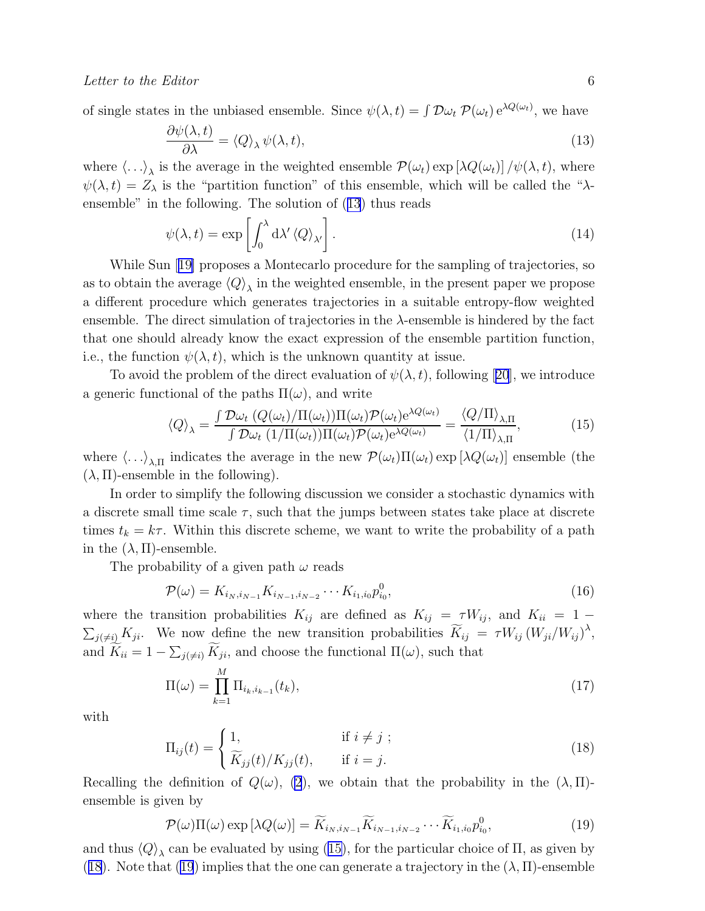of single states in the unbiased ensemble. Since $\psi(\lambda,t) = \int \mathcal{D}\omega_t \; \mathcal{P}(\omega_t)\, \mathrm{e}^{\lambda Q(\omega_t)}$, we have

$$\frac{\partial \psi(\lambda,t)}{\partial \lambda} = \langle Q \rangle_\lambda \, \psi(\lambda,t), \tag{13}$$

where $\langle \ldots \rangle_\lambda$ is the average in the weighted ensemble $\mathcal{P}(\omega_t) \exp\left[\lambda Q(\omega_t)\right] / \psi(\lambda,t)$, where $\psi(\lambda,t) = Z_\lambda$ is the "partition function" of this ensemble, which will be called the "$\lambda$-ensemble" in the following. The solution of (13) thus reads

$$\psi(\lambda,t) = \exp\left[\int_0^\lambda \mathrm{d}\lambda' \, \langle Q \rangle_{\lambda'}\right]. \tag{14}$$

While Sun [19] proposes a Montecarlo procedure for the sampling of trajectories, so as to obtain the average $\langle Q \rangle_\lambda$ in the weighted ensemble, in the present paper we propose a different procedure which generates trajectories in a suitable entropy-flow weighted ensemble. The direct simulation of trajectories in the $\lambda$-ensemble is hindered by the fact that one should already know the exact expression of the ensemble partition function, i.e., the function $\psi(\lambda,t)$, which is the unknown quantity at issue.

To avoid the problem of the direct evaluation of $\psi(\lambda,t)$, following [20], we introduce a generic functional of the paths $\Pi(\omega)$, and write

$$\langle Q \rangle_\lambda = \frac{\int \mathcal{D}\omega_t \; (Q(\omega_t)/\Pi(\omega_t)) \Pi(\omega_t) \mathcal{P}(\omega_t) \mathrm{e}^{\lambda Q(\omega_t)}}{\int \mathcal{D}\omega_t \; (1/\Pi(\omega_t)) \Pi(\omega_t) \mathcal{P}(\omega_t) \mathrm{e}^{\lambda Q(\omega_t)}} = \frac{\langle Q/\Pi \rangle_{\lambda,\Pi}}{\langle 1/\Pi \rangle_{\lambda,\Pi}}, \tag{15}$$

where $\langle \ldots \rangle_{\lambda,\Pi}$ indicates the average in the new $\mathcal{P}(\omega_t)\Pi(\omega_t)\exp\left[\lambda Q(\omega_t)\right]$ ensemble (the $(\lambda,\Pi)$-ensemble in the following).

In order to simplify the following discussion we consider a stochastic dynamics with a discrete small time scale $\tau$, such that the jumps between states take place at discrete times $t_k = k\tau$. Within this discrete scheme, we want to write the probability of a path in the $(\lambda,\Pi)$-ensemble.

The probability of a given path $\omega$ reads

$$\mathcal{P}(\omega) = K_{i_N,i_{N-1}} K_{i_{N-1},i_{N-2}} \cdots K_{i_1,i_0} p^0_{i_0}, \tag{16}$$

where the transition probabilities $K_{ij}$ are defined as $K_{ij} = \tau W_{ij}$, and $K_{ii} = 1 - \sum_{j(\neq i)} K_{ji}$. We now define the new transition probabilities $\widetilde{K}_{ij} = \tau W_{ij} \left(W_{ji}/W_{ij}\right)^\lambda$, and $\widetilde{K}_{ii} = 1 - \sum_{j(\neq i)} \widetilde{K}_{ji}$, and choose the functional $\Pi(\omega)$, such that

$$\Pi(\omega) = \prod_{k=1}^{M} \Pi_{i_k,i_{k-1}}(t_k), \tag{17}$$

with

$$\Pi_{ij}(t) = \begin{cases} 1, & \text{if } i \neq j \;; \\ \widetilde{K}_{jj}(t)/K_{jj}(t), & \text{if } i = j. \end{cases} \tag{18}$$

Recalling the definition of $Q(\omega)$, (2), we obtain that the probability in the $(\lambda,\Pi)$-ensemble is given by

$$\mathcal{P}(\omega)\Pi(\omega)\exp\left[\lambda Q(\omega)\right] = \widetilde{K}_{i_N,i_{N-1}} \widetilde{K}_{i_{N-1},i_{N-2}} \cdots \widetilde{K}_{i_1,i_0} p^0_{i_0}, \tag{19}$$

and thus $\langle Q \rangle_\lambda$ can be evaluated by using (15), for the particular choice of $\Pi$, as given by (18). Note that (19) implies that the one can generate a trajectory in the $(\lambda,\Pi)$-ensemble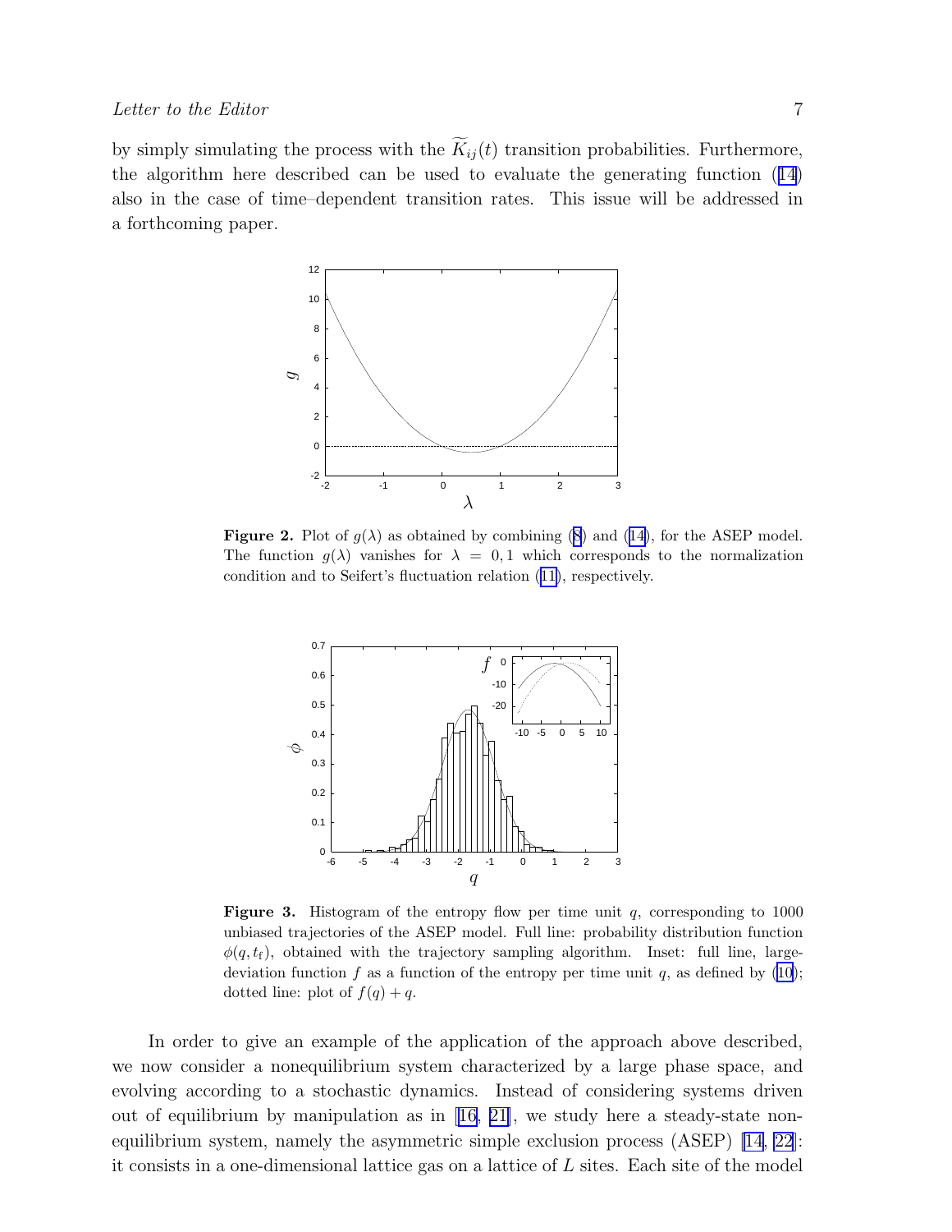by simply simulating the process with the $\widetilde{K}_{ij}(t)$ transition probabilities. Furthermore, the algorithm here described can be used to evaluate the generating function (14) also in the case of time–dependent transition rates. This issue will be addressed in a forthcoming paper.

**Figure 2.** Plot of $g(\lambda)$ as obtained by combining (8) and (14), for the ASEP model. The function $g(\lambda)$ vanishes for $\lambda = 0, 1$ which corresponds to the normalization condition and to Seifert's fluctuation relation (11), respectively.

**Figure 3.** Histogram of the entropy flow per time unit $q$, corresponding to 1000 unbiased trajectories of the ASEP model. Full line: probability distribution function $\phi(q, t_{\rm f})$, obtained with the trajectory sampling algorithm. Inset: full line, large-deviation function $f$ as a function of the entropy per time unit $q$, as defined by (10); dotted line: plot of $f(q) + q$.

In order to give an example of the application of the approach above described, we now consider a nonequilibrium system characterized by a large phase space, and evolving according to a stochastic dynamics. Instead of considering systems driven out of equilibrium by manipulation as in [16, 21], we study here a steady-state non-equilibrium system, namely the asymmetric simple exclusion process (ASEP) [14, 22]: it consists in a one-dimensional lattice gas on a lattice of $L$ sites. Each site of the model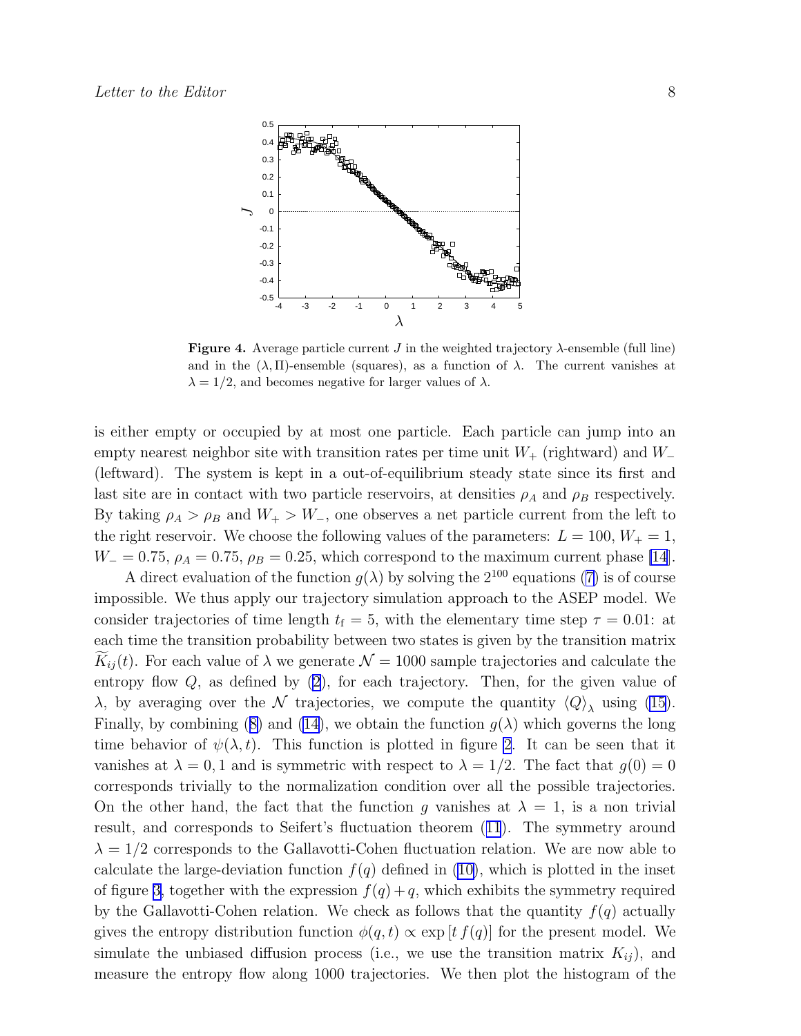**Figure 4.** Average particle current $J$ in the weighted trajectory $\lambda$-ensemble (full line) and in the $(\lambda, \Pi)$-ensemble (squares), as a function of $\lambda$. The current vanishes at $\lambda = 1/2$, and becomes negative for larger values of $\lambda$.

is either empty or occupied by at most one particle. Each particle can jump into an empty nearest neighbor site with transition rates per time unit $W_+$ (rightward) and $W_-$ (leftward). The system is kept in a out-of-equilibrium steady state since its first and last site are in contact with two particle reservoirs, at densities $\rho_A$ and $\rho_B$ respectively. By taking $\rho_A > \rho_B$ and $W_+ > W_-$, one observes a net particle current from the left to the right reservoir. We choose the following values of the parameters: $L = 100$, $W_+ = 1$, $W_- = 0.75$, $\rho_A = 0.75$, $\rho_B = 0.25$, which correspond to the maximum current phase [14].

A direct evaluation of the function $g(\lambda)$ by solving the $2^{100}$ equations (7) is of course impossible. We thus apply our trajectory simulation approach to the ASEP model. We consider trajectories of time length $t_{\mathrm{f}} = 5$, with the elementary time step $\tau = 0.01$: at each time the transition probability between two states is given by the transition matrix $\widetilde{K}_{ij}(t)$. For each value of $\lambda$ we generate $\mathcal{N} = 1000$ sample trajectories and calculate the entropy flow $Q$, as defined by (2), for each trajectory. Then, for the given value of $\lambda$, by averaging over the $\mathcal{N}$ trajectories, we compute the quantity $\langle Q \rangle_\lambda$ using (15). Finally, by combining (8) and (14), we obtain the function $g(\lambda)$ which governs the long time behavior of $\psi(\lambda, t)$. This function is plotted in figure 2. It can be seen that it vanishes at $\lambda = 0, 1$ and is symmetric with respect to $\lambda = 1/2$. The fact that $g(0) = 0$ corresponds trivially to the normalization condition over all the possible trajectories. On the other hand, the fact that the function $g$ vanishes at $\lambda = 1$, is a non trivial result, and corresponds to Seifert's fluctuation theorem (11). The symmetry around $\lambda = 1/2$ corresponds to the Gallavotti-Cohen fluctuation relation. We are now able to calculate the large-deviation function $f(q)$ defined in (10), which is plotted in the inset of figure 3, together with the expression $f(q) + q$, which exhibits the symmetry required by the Gallavotti-Cohen relation. We check as follows that the quantity $f(q)$ actually gives the entropy distribution function $\phi(q, t) \propto \exp[t\, f(q)]$ for the present model. We simulate the unbiased diffusion process (i.e., we use the transition matrix $K_{ij}$), and measure the entropy flow along 1000 trajectories. We then plot the histogram of the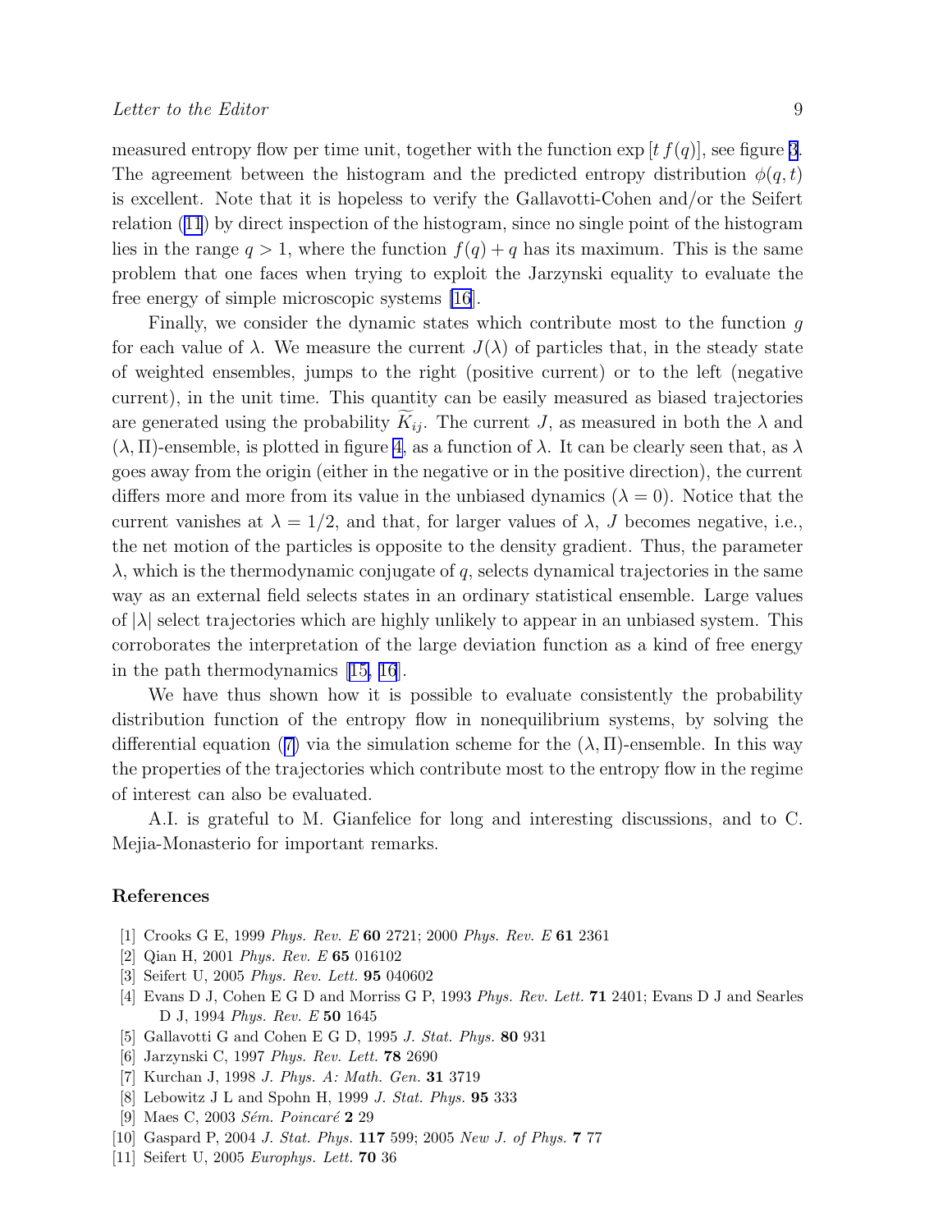measured entropy flow per time unit, together with the function $\exp[t\, f(q)]$, see figure 3. The agreement between the histogram and the predicted entropy distribution $\phi(q,t)$ is excellent. Note that it is hopeless to verify the Gallavotti-Cohen and/or the Seifert relation (11) by direct inspection of the histogram, since no single point of the histogram lies in the range $q > 1$, where the function $f(q) + q$ has its maximum. This is the same problem that one faces when trying to exploit the Jarzynski equality to evaluate the free energy of simple microscopic systems [16].

Finally, we consider the dynamic states which contribute most to the function $g$ for each value of $\lambda$. We measure the current $J(\lambda)$ of particles that, in the steady state of weighted ensembles, jumps to the right (positive current) or to the left (negative current), in the unit time. This quantity can be easily measured as biased trajectories are generated using the probability $\widetilde{K}_{ij}$. The current $J$, as measured in both the $\lambda$ and $(\lambda, \Pi)$-ensemble, is plotted in figure 4, as a function of $\lambda$. It can be clearly seen that, as $\lambda$ goes away from the origin (either in the negative or in the positive direction), the current differs more and more from its value in the unbiased dynamics ($\lambda = 0$). Notice that the current vanishes at $\lambda = 1/2$, and that, for larger values of $\lambda$, $J$ becomes negative, i.e., the net motion of the particles is opposite to the density gradient. Thus, the parameter $\lambda$, which is the thermodynamic conjugate of $q$, selects dynamical trajectories in the same way as an external field selects states in an ordinary statistical ensemble. Large values of $|\lambda|$ select trajectories which are highly unlikely to appear in an unbiased system. This corroborates the interpretation of the large deviation function as a kind of free energy in the path thermodynamics [15, 16].

We have thus shown how it is possible to evaluate consistently the probability distribution function of the entropy flow in nonequilibrium systems, by solving the differential equation (7) via the simulation scheme for the $(\lambda, \Pi)$-ensemble. In this way the properties of the trajectories which contribute most to the entropy flow in the regime of interest can also be evaluated.

A.I. is grateful to M. Gianfelice for long and interesting discussions, and to C. Mejia-Monasterio for important remarks.

## References

[1] Crooks G E, 1999 *Phys. Rev. E* **60** 2721; 2000 *Phys. Rev. E* **61** 2361
[2] Qian H, 2001 *Phys. Rev. E* **65** 016102
[3] Seifert U, 2005 *Phys. Rev. Lett.* **95** 040602
[4] Evans D J, Cohen E G D and Morriss G P, 1993 *Phys. Rev. Lett.* **71** 2401; Evans D J and Searles D J, 1994 *Phys. Rev. E* **50** 1645
[5] Gallavotti G and Cohen E G D, 1995 *J. Stat. Phys.* **80** 931
[6] Jarzynski C, 1997 *Phys. Rev. Lett.* **78** 2690
[7] Kurchan J, 1998 *J. Phys. A: Math. Gen.* **31** 3719
[8] Lebowitz J L and Spohn H, 1999 *J. Stat. Phys.* **95** 333
[9] Maes C, 2003 *Sém. Poincaré* **2** 29
[10] Gaspard P, 2004 *J. Stat. Phys.* **117** 599; 2005 *New J. of Phys.* **7** 77
[11] Seifert U, 2005 *Europhys. Lett.* **70** 36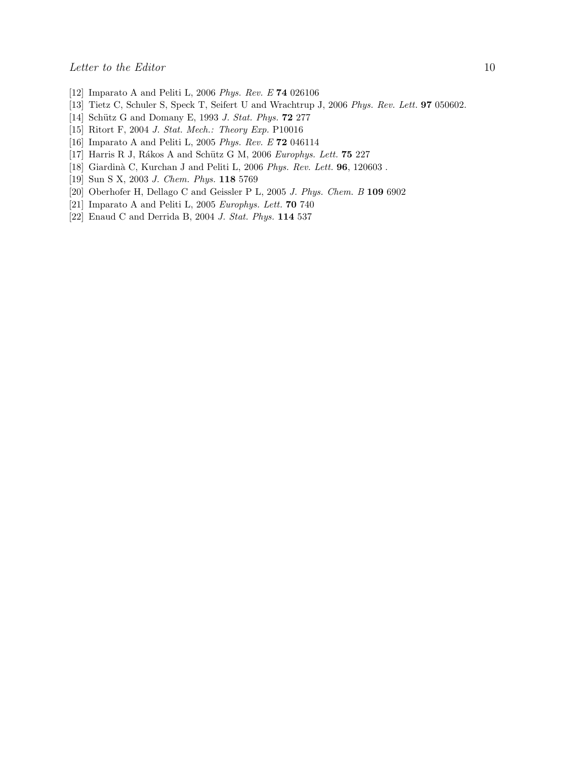[12] Imparato A and Peliti L, 2006 *Phys. Rev. E* **74** 026106
[13] Tietz C, Schuler S, Speck T, Seifert U and Wrachtrup J, 2006 *Phys. Rev. Lett.* **97** 050602.
[14] Schütz G and Domany E, 1993 *J. Stat. Phys.* **72** 277
[15] Ritort F, 2004 *J. Stat. Mech.: Theory Exp.* P10016
[16] Imparato A and Peliti L, 2005 *Phys. Rev. E* **72** 046114
[17] Harris R J, Rákos A and Schütz G M, 2006 *Europhys. Lett.* **75** 227
[18] Giardinà C, Kurchan J and Peliti L, 2006 *Phys. Rev. Lett.* **96**, 120603 .
[19] Sun S X, 2003 *J. Chem. Phys.* **118** 5769
[20] Oberhofer H, Dellago C and Geissler P L, 2005 *J. Phys. Chem. B* **109** 6902
[21] Imparato A and Peliti L, 2005 *Europhys. Lett.* **70** 740
[22] Enaud C and Derrida B, 2004 *J. Stat. Phys.* **114** 537